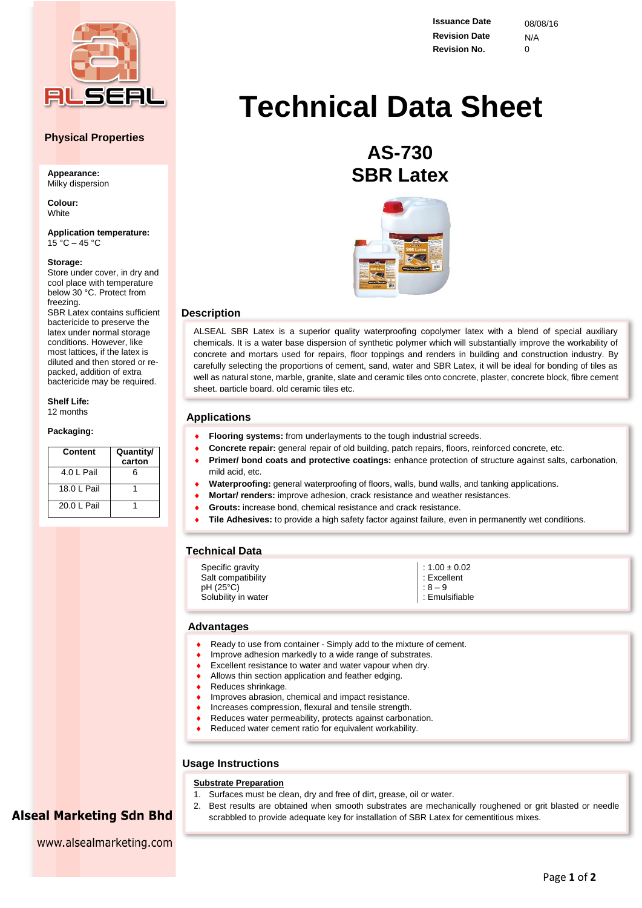| Issuance Date | 08/08/16 |
|---|---|
| Revision Date | N/A |
| Revision No. | 0 |

# Technical Data Sheet

## AS-730
## SBR Latex

## Physical Properties

**Appearance:**
Milky dispersion

**Colour:**
White

**Application temperature:**
15 °C – 45 °C

**Storage:**
Store under cover, in dry and cool place with temperature below 30 °C. Protect from freezing.
SBR Latex contains sufficient bactericide to preserve the latex under normal storage conditions. However, like most lattices, if the latex is diluted and then stored or re-packed, addition of extra bactericide may be required.

**Shelf Life:**
12 months

**Packaging:**

| Content | Quantity/ carton |
|---|---|
| 4.0 L Pail | 6 |
| 18.0 L Pail | 1 |
| 20.0 L Pail | 1 |

## Description

ALSEAL SBR Latex is a superior quality waterproofing copolymer latex with a blend of special auxiliary chemicals. It is a water base dispersion of synthetic polymer which will substantially improve the workability of concrete and mortars used for repairs, floor toppings and renders in building and construction industry. By carefully selecting the proportions of cement, sand, water and SBR Latex, it will be ideal for bonding of tiles as well as natural stone, marble, granite, slate and ceramic tiles onto concrete, plaster, concrete block, fibre cement sheet, particle board, old ceramic tiles etc.

## Applications

- **Flooring systems:** from underlayments to the tough industrial screeds.
- **Concrete repair:** general repair of old building, patch repairs, floors, reinforced concrete, etc.
- **Primer/ bond coats and protective coatings:** enhance protection of structure against salts, carbonation, mild acid, etc.
- **Waterproofing:** general waterproofing of floors, walls, bund walls, and tanking applications.
- **Mortar/ renders:** improve adhesion, crack resistance and weather resistances.
- **Grouts:** increase bond, chemical resistance and crack resistance.
- **Tile Adhesives:** to provide a high safety factor against failure, even in permanently wet conditions.

## Technical Data

| | |
|---|---|
| Specific gravity | : 1.00 ± 0.02 |
| Salt compatibility | : Excellent |
| pH (25°C) | : 8 – 9 |
| Solubility in water | : Emulsifiable |

## Advantages

- Ready to use from container - Simply add to the mixture of cement.
- Improve adhesion markedly to a wide range of substrates.
- Excellent resistance to water and water vapour when dry.
- Allows thin section application and feather edging.
- Reduces shrinkage.
- Improves abrasion, chemical and impact resistance.
- Increases compression, flexural and tensile strength.
- Reduces water permeability, protects against carbonation.
- Reduced water cement ratio for equivalent workability.

## Usage Instructions

**Substrate Preparation**

1. Surfaces must be clean, dry and free of dirt, grease, oil or water.
2. Best results are obtained when smooth substrates are mechanically roughened or grit blasted or needle scrabbled to provide adequate key for installation of SBR Latex for cementitious mixes.

**Alseal Marketing Sdn Bhd**

www.alsealmarketing.com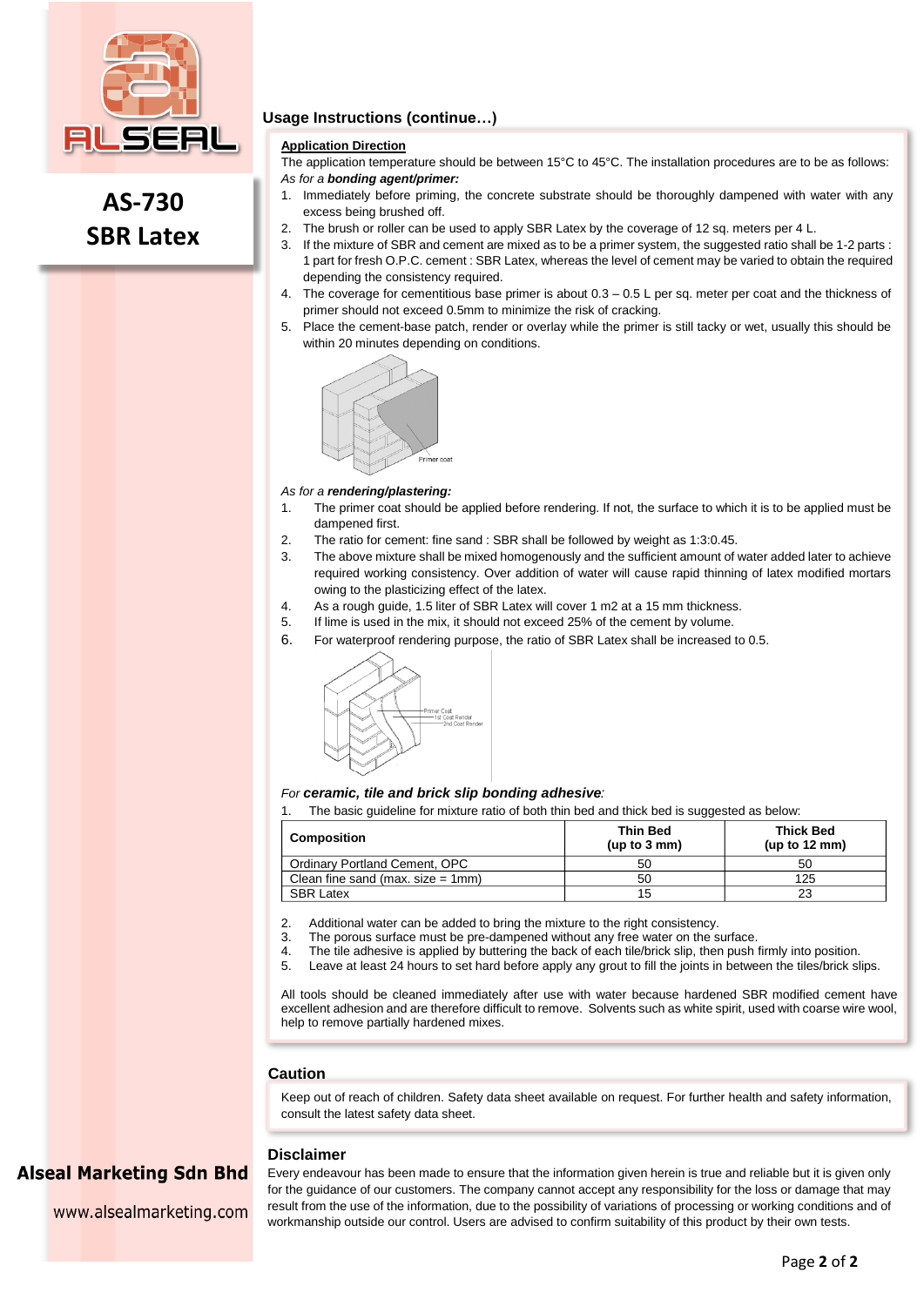AS-730
SBR Latex

## Usage Instructions (continue…)

**Application Direction**

The application temperature should be between 15°C to 45°C. The installation procedures are to be as follows:

*As for a* ***bonding agent/primer:***

1. Immediately before priming, the concrete substrate should be thoroughly dampened with water with any excess being brushed off.
2. The brush or roller can be used to apply SBR Latex by the coverage of 12 sq. meters per 4 L.
3. If the mixture of SBR and cement are mixed as to be a primer system, the suggested ratio shall be 1-2 parts : 1 part for fresh O.P.C. cement : SBR Latex, whereas the level of cement may be varied to obtain the required depending the consistency required.
4. The coverage for cementitious base primer is about 0.3 – 0.5 L per sq. meter per coat and the thickness of primer should not exceed 0.5mm to minimize the risk of cracking.
5. Place the cement-base patch, render or overlay while the primer is still tacky or wet, usually this should be within 20 minutes depending on conditions.

Primer coat

*As for a* ***rendering/plastering:***

1. The primer coat should be applied before rendering. If not, the surface to which it is to be applied must be dampened first.
2. The ratio for cement: fine sand : SBR shall be followed by weight as 1:3:0.45.
3. The above mixture shall be mixed homogenously and the sufficient amount of water added later to achieve required working consistency. Over addition of water will cause rapid thinning of latex modified mortars owing to the plasticizing effect of the latex.
4. As a rough guide, 1.5 liter of SBR Latex will cover 1 m2 at a 15 mm thickness.
5. If lime is used in the mix, it should not exceed 25% of the cement by volume.
6. For waterproof rendering purpose, the ratio of SBR Latex shall be increased to 0.5.

Primer Coat
1st Coat Render
2nd Coat Render

*For* ***ceramic, tile and brick slip bonding adhesive****:*

1. The basic guideline for mixture ratio of both thin bed and thick bed is suggested as below:

| Composition | Thin Bed (up to 3 mm) | Thick Bed (up to 12 mm) |
|---|---|---|
| Ordinary Portland Cement, OPC | 50 | 50 |
| Clean fine sand (max. size = 1mm) | 50 | 125 |
| SBR Latex | 15 | 23 |

2. Additional water can be added to bring the mixture to the right consistency.
3. The porous surface must be pre-dampened without any free water on the surface.
4. The tile adhesive is applied by buttering the back of each tile/brick slip, then push firmly into position.
5. Leave at least 24 hours to set hard before apply any grout to fill the joints in between the tiles/brick slips.

All tools should be cleaned immediately after use with water because hardened SBR modified cement have excellent adhesion and are therefore difficult to remove. Solvents such as white spirit, used with coarse wire wool, help to remove partially hardened mixes.

## Caution

Keep out of reach of children. Safety data sheet available on request. For further health and safety information, consult the latest safety data sheet.

## Disclaimer

Every endeavour has been made to ensure that the information given herein is true and reliable but it is given only for the guidance of our customers. The company cannot accept any responsibility for the loss or damage that may result from the use of the information, due to the possibility of variations of processing or working conditions and of workmanship outside our control. Users are advised to confirm suitability of this product by their own tests.

**Alseal Marketing Sdn Bhd**

www.alsealmarketing.com